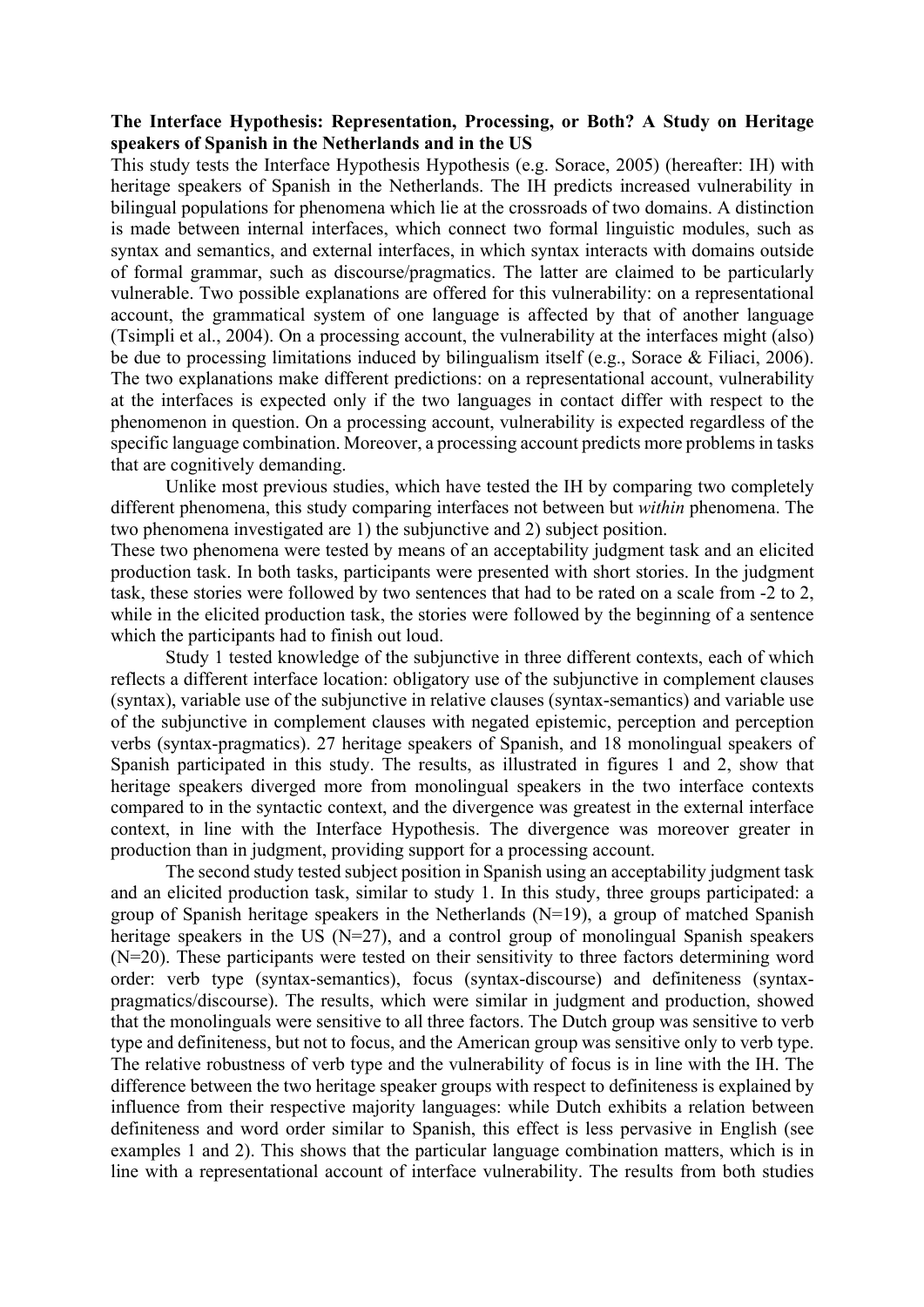**The Interface Hypothesis: Representation, Processing, or Both? A Study on Heritage speakers of Spanish in the Netherlands and in the US**

This study tests the Interface Hypothesis Hypothesis (e.g. Sorace, 2005) (hereafter: IH) with heritage speakers of Spanish in the Netherlands. The IH predicts increased vulnerability in bilingual populations for phenomena which lie at the crossroads of two domains. A distinction is made between internal interfaces, which connect two formal linguistic modules, such as syntax and semantics, and external interfaces, in which syntax interacts with domains outside of formal grammar, such as discourse/pragmatics. The latter are claimed to be particularly vulnerable. Two possible explanations are offered for this vulnerability: on a representational account, the grammatical system of one language is affected by that of another language (Tsimpli et al., 2004). On a processing account, the vulnerability at the interfaces might (also) be due to processing limitations induced by bilingualism itself (e.g., Sorace & Filiaci, 2006). The two explanations make different predictions: on a representational account, vulnerability at the interfaces is expected only if the two languages in contact differ with respect to the phenomenon in question. On a processing account, vulnerability is expected regardless of the specific language combination. Moreover, a processing account predicts more problems in tasks that are cognitively demanding.

Unlike most previous studies, which have tested the IH by comparing two completely different phenomena, this study comparing interfaces not between but *within* phenomena. The two phenomena investigated are 1) the subjunctive and 2) subject position.

These two phenomena were tested by means of an acceptability judgment task and an elicited production task. In both tasks, participants were presented with short stories. In the judgment task, these stories were followed by two sentences that had to be rated on a scale from -2 to 2, while in the elicited production task, the stories were followed by the beginning of a sentence which the participants had to finish out loud.

Study 1 tested knowledge of the subjunctive in three different contexts, each of which reflects a different interface location: obligatory use of the subjunctive in complement clauses (syntax), variable use of the subjunctive in relative clauses (syntax-semantics) and variable use of the subjunctive in complement clauses with negated epistemic, perception and perception verbs (syntax-pragmatics). 27 heritage speakers of Spanish, and 18 monolingual speakers of Spanish participated in this study. The results, as illustrated in figures 1 and 2, show that heritage speakers diverged more from monolingual speakers in the two interface contexts compared to in the syntactic context, and the divergence was greatest in the external interface context, in line with the Interface Hypothesis. The divergence was moreover greater in production than in judgment, providing support for a processing account.

The second study tested subject position in Spanish using an acceptability judgment task and an elicited production task, similar to study 1. In this study, three groups participated: a group of Spanish heritage speakers in the Netherlands (N=19), a group of matched Spanish heritage speakers in the US (N=27), and a control group of monolingual Spanish speakers (N=20). These participants were tested on their sensitivity to three factors determining word order: verb type (syntax-semantics), focus (syntax-discourse) and definiteness (syntax-pragmatics/discourse). The results, which were similar in judgment and production, showed that the monolinguals were sensitive to all three factors. The Dutch group was sensitive to verb type and definiteness, but not to focus, and the American group was sensitive only to verb type. The relative robustness of verb type and the vulnerability of focus is in line with the IH. The difference between the two heritage speaker groups with respect to definiteness is explained by influence from their respective majority languages: while Dutch exhibits a relation between definiteness and word order similar to Spanish, this effect is less pervasive in English (see examples 1 and 2). This shows that the particular language combination matters, which is in line with a representational account of interface vulnerability. The results from both studies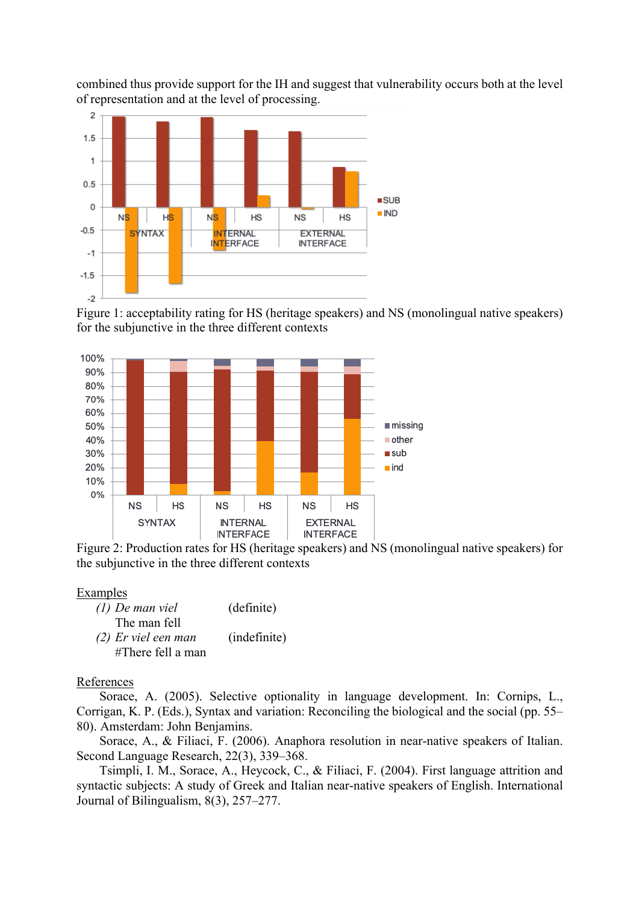combined thus provide support for the IH and suggest that vulnerability occurs both at the level of representation and at the level of processing.

2
1.5
1
0.5
0
-0.5
-1
-1.5
-2

NS HS NS HS NS HS
SYNTAX
INTERNAL INTERFACE
EXTERNAL INTERFACE

SUB
IND

Figure 1: acceptability rating for HS (heritage speakers) and NS (monolingual native speakers) for the subjunctive in the three different contexts

100%
90%
80%
70%
60%
50%
40%
30%
20%
10%
0%

NS HS NS HS NS HS
SYNTAX
INTERNAL INTERFACE
EXTERNAL INTERFACE

missing
other
sub
ind

Figure 2: Production rates for HS (heritage speakers) and NS (monolingual native speakers) for the subjunctive in the three different contexts

<u>Examples</u>

(1) *De man viel* (definite)
The man fell

(2) *Er viel een man* (indefinite)
#There fell a man

<u>References</u>

Sorace, A. (2005). Selective optionality in language development. In: Cornips, L., Corrigan, K. P. (Eds.), Syntax and variation: Reconciling the biological and the social (pp. 55–80). Amsterdam: John Benjamins.

Sorace, A., & Filiaci, F. (2006). Anaphora resolution in near-native speakers of Italian. Second Language Research, 22(3), 339–368.

Tsimpli, I. M., Sorace, A., Heycock, C., & Filiaci, F. (2004). First language attrition and syntactic subjects: A study of Greek and Italian near-native speakers of English. International Journal of Bilingualism, 8(3), 257–277.